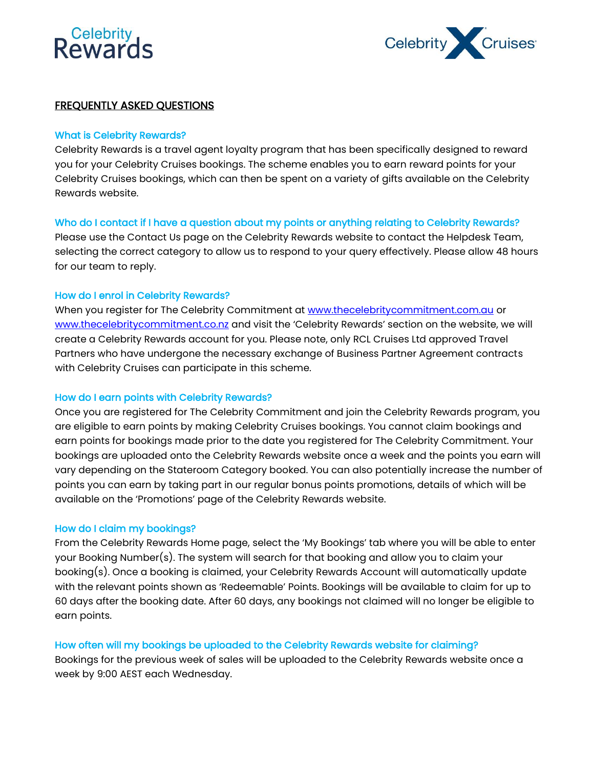# FREQUENTLY ASKED QUESTIONS

### What is Celebrity Rewards?

Celebrity Rewards is a travel agent loyalty program that has been specifically designed to reward you for your Celebrity Cruises bookings. The scheme enables you to earn reward points for your Celebrity Cruises bookings, which can then be spent on a variety of gifts available on the Celebrity Rewards website.

### Who do I contact if I have a question about my points or anything relating to Celebrity Rewards?

Please use the Contact Us page on the Celebrity Rewards website to contact the Helpdesk Team, selecting the correct category to allow us to respond to your query effectively. Please allow 48 hours for our team to reply.

### How do I enrol in Celebrity Rewards?

When you register for The Celebrity Commitment at www.thecelebritycommitment.com.au or www.thecelebritycommitment.co.nz and visit the 'Celebrity Rewards' section on the website, we will create a Celebrity Rewards account for you. Please note, only RCL Cruises Ltd approved Travel Partners who have undergone the necessary exchange of Business Partner Agreement contracts with Celebrity Cruises can participate in this scheme.

### How do I earn points with Celebrity Rewards?

Once you are registered for The Celebrity Commitment and join the Celebrity Rewards program, you are eligible to earn points by making Celebrity Cruises bookings. You cannot claim bookings and earn points for bookings made prior to the date you registered for The Celebrity Commitment. Your bookings are uploaded onto the Celebrity Rewards website once a week and the points you earn will vary depending on the Stateroom Category booked. You can also potentially increase the number of points you can earn by taking part in our regular bonus points promotions, details of which will be available on the 'Promotions' page of the Celebrity Rewards website.

### How do I claim my bookings?

From the Celebrity Rewards Home page, select the 'My Bookings' tab where you will be able to enter your Booking Number(s). The system will search for that booking and allow you to claim your booking(s). Once a booking is claimed, your Celebrity Rewards Account will automatically update with the relevant points shown as 'Redeemable' Points. Bookings will be available to claim for up to 60 days after the booking date. After 60 days, any bookings not claimed will no longer be eligible to earn points.

### How often will my bookings be uploaded to the Celebrity Rewards website for claiming?

Bookings for the previous week of sales will be uploaded to the Celebrity Rewards website once a week by 9:00 AEST each Wednesday.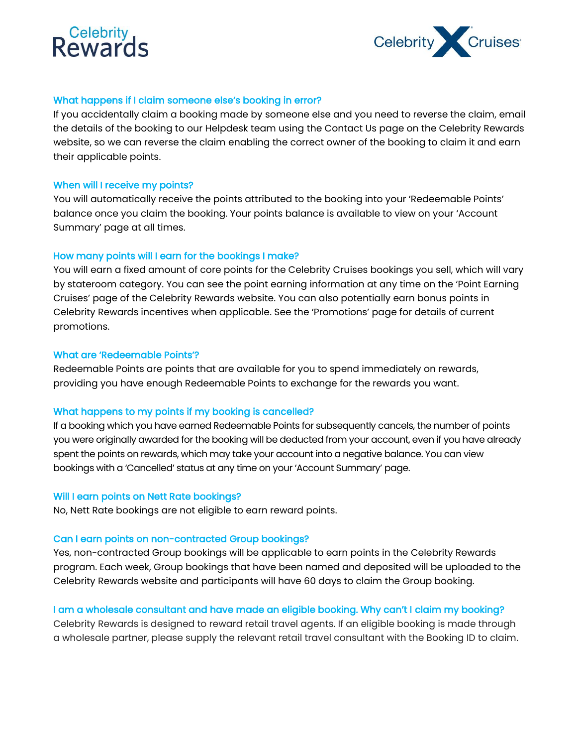### What happens if I claim someone else's booking in error?

If you accidentally claim a booking made by someone else and you need to reverse the claim, email the details of the booking to our Helpdesk team using the Contact Us page on the Celebrity Rewards website, so we can reverse the claim enabling the correct owner of the booking to claim it and earn their applicable points.

### When will I receive my points?

You will automatically receive the points attributed to the booking into your 'Redeemable Points' balance once you claim the booking. Your points balance is available to view on your 'Account Summary' page at all times.

### How many points will I earn for the bookings I make?

You will earn a fixed amount of core points for the Celebrity Cruises bookings you sell, which will vary by stateroom category. You can see the point earning information at any time on the 'Point Earning Cruises' page of the Celebrity Rewards website. You can also potentially earn bonus points in Celebrity Rewards incentives when applicable. See the 'Promotions' page for details of current promotions.

### What are 'Redeemable Points'?

Redeemable Points are points that are available for you to spend immediately on rewards, providing you have enough Redeemable Points to exchange for the rewards you want.

### What happens to my points if my booking is cancelled?

If a booking which you have earned Redeemable Points for subsequently cancels, the number of points you were originally awarded for the booking will be deducted from your account, even if you have already spent the points on rewards, which may take your account into a negative balance. You can view bookings with a 'Cancelled' status at any time on your 'Account Summary' page.

### Will I earn points on Nett Rate bookings?

No, Nett Rate bookings are not eligible to earn reward points.

### Can I earn points on non-contracted Group bookings?

Yes, non-contracted Group bookings will be applicable to earn points in the Celebrity Rewards program. Each week, Group bookings that have been named and deposited will be uploaded to the Celebrity Rewards website and participants will have 60 days to claim the Group booking.

### I am a wholesale consultant and have made an eligible booking. Why can't I claim my booking?

Celebrity Rewards is designed to reward retail travel agents. If an eligible booking is made through a wholesale partner, please supply the relevant retail travel consultant with the Booking ID to claim.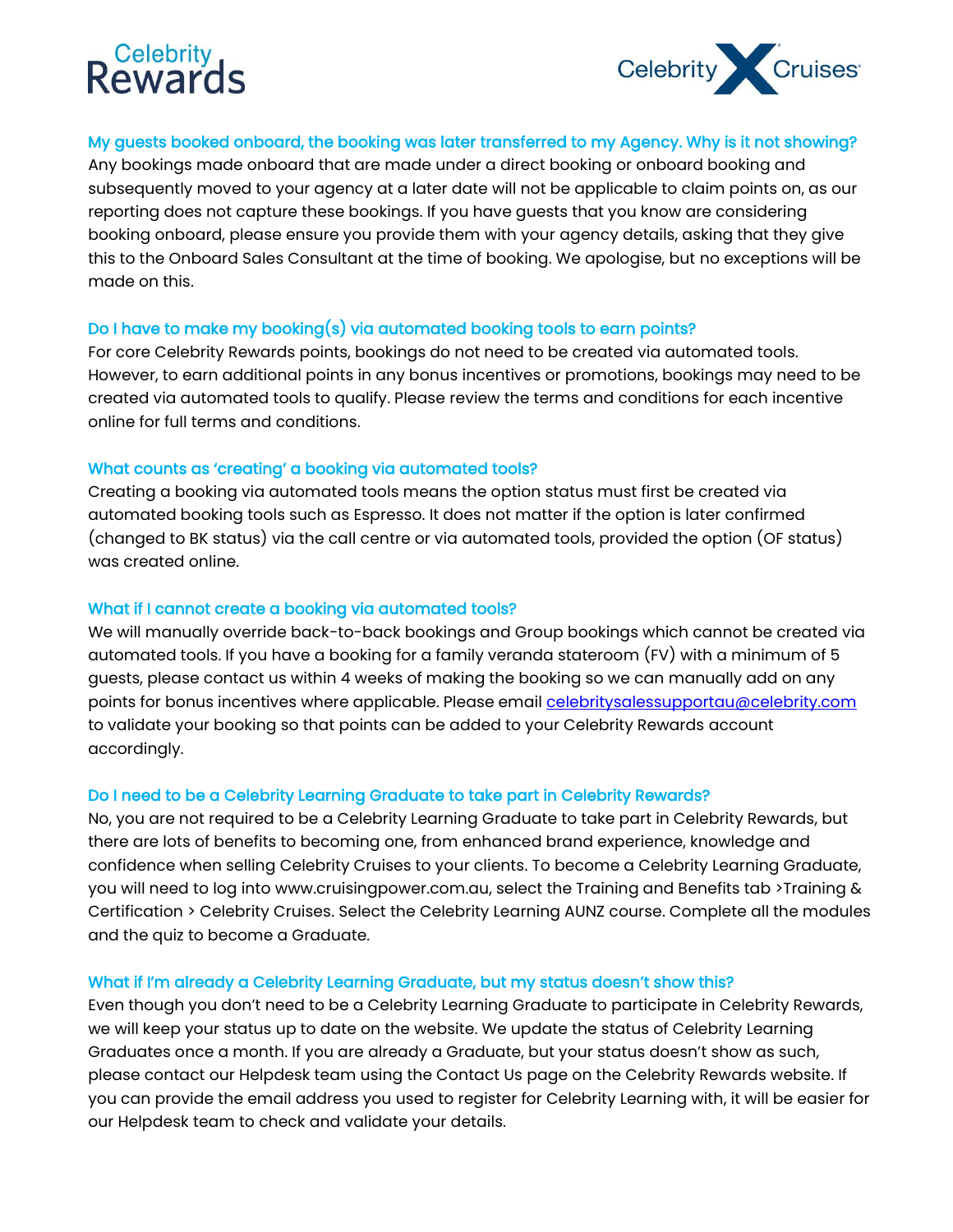### My guests booked onboard, the booking was later transferred to my Agency. Why is it not showing?

Any bookings made onboard that are made under a direct booking or onboard booking and subsequently moved to your agency at a later date will not be applicable to claim points on, as our reporting does not capture these bookings. If you have guests that you know are considering booking onboard, please ensure you provide them with your agency details, asking that they give this to the Onboard Sales Consultant at the time of booking. We apologise, but no exceptions will be made on this.

### Do I have to make my booking(s) via automated booking tools to earn points?

For core Celebrity Rewards points, bookings do not need to be created via automated tools. However, to earn additional points in any bonus incentives or promotions, bookings may need to be created via automated tools to qualify. Please review the terms and conditions for each incentive online for full terms and conditions.

### What counts as 'creating' a booking via automated tools?

Creating a booking via automated tools means the option status must first be created via automated booking tools such as Espresso. It does not matter if the option is later confirmed (changed to BK status) via the call centre or via automated tools, provided the option (OF status) was created online.

### What if I cannot create a booking via automated tools?

We will manually override back-to-back bookings and Group bookings which cannot be created via automated tools. If you have a booking for a family veranda stateroom (FV) with a minimum of 5 guests, please contact us within 4 weeks of making the booking so we can manually add on any points for bonus incentives where applicable. Please email [celebritysalessupportau@celebrity.com](mailto:celebritysalessupportau@celebrity.com) to validate your booking so that points can be added to your Celebrity Rewards account accordingly.

### Do I need to be a Celebrity Learning Graduate to take part in Celebrity Rewards?

No, you are not required to be a Celebrity Learning Graduate to take part in Celebrity Rewards, but there are lots of benefits to becoming one, from enhanced brand experience, knowledge and confidence when selling Celebrity Cruises to your clients. To become a Celebrity Learning Graduate, you will need to log into www.cruisingpower.com.au, select the Training and Benefits tab >Training & Certification > Celebrity Cruises. Select the Celebrity Learning AUNZ course. Complete all the modules and the quiz to become a Graduate.

### What if I'm already a Celebrity Learning Graduate, but my status doesn't show this?

Even though you don't need to be a Celebrity Learning Graduate to participate in Celebrity Rewards, we will keep your status up to date on the website. We update the status of Celebrity Learning Graduates once a month. If you are already a Graduate, but your status doesn't show as such, please contact our Helpdesk team using the Contact Us page on the Celebrity Rewards website. If you can provide the email address you used to register for Celebrity Learning with, it will be easier for our Helpdesk team to check and validate your details.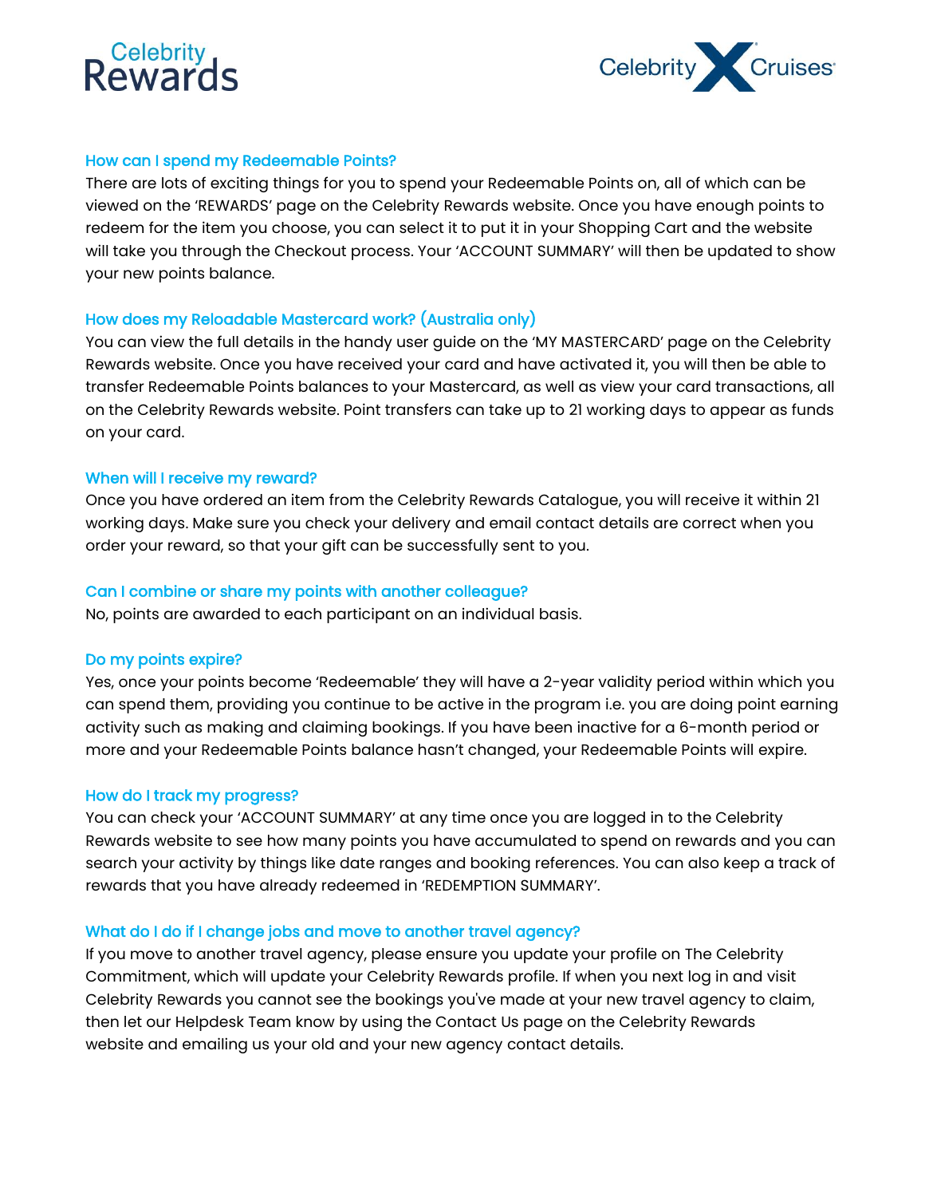### How can I spend my Redeemable Points?

There are lots of exciting things for you to spend your Redeemable Points on, all of which can be viewed on the 'REWARDS' page on the Celebrity Rewards website. Once you have enough points to redeem for the item you choose, you can select it to put it in your Shopping Cart and the website will take you through the Checkout process. Your 'ACCOUNT SUMMARY' will then be updated to show your new points balance.

### How does my Reloadable Mastercard work? (Australia only)

You can view the full details in the handy user guide on the 'MY MASTERCARD' page on the Celebrity Rewards website. Once you have received your card and have activated it, you will then be able to transfer Redeemable Points balances to your Mastercard, as well as view your card transactions, all on the Celebrity Rewards website. Point transfers can take up to 21 working days to appear as funds on your card.

### When will I receive my reward?

Once you have ordered an item from the Celebrity Rewards Catalogue, you will receive it within 21 working days. Make sure you check your delivery and email contact details are correct when you order your reward, so that your gift can be successfully sent to you.

### Can I combine or share my points with another colleague?

No, points are awarded to each participant on an individual basis.

### Do my points expire?

Yes, once your points become 'Redeemable' they will have a 2-year validity period within which you can spend them, providing you continue to be active in the program i.e. you are doing point earning activity such as making and claiming bookings. If you have been inactive for a 6-month period or more and your Redeemable Points balance hasn't changed, your Redeemable Points will expire.

### How do I track my progress?

You can check your 'ACCOUNT SUMMARY' at any time once you are logged in to the Celebrity Rewards website to see how many points you have accumulated to spend on rewards and you can search your activity by things like date ranges and booking references. You can also keep a track of rewards that you have already redeemed in 'REDEMPTION SUMMARY'.

### What do I do if I change jobs and move to another travel agency?

If you move to another travel agency, please ensure you update your profile on The Celebrity Commitment, which will update your Celebrity Rewards profile. If when you next log in and visit Celebrity Rewards you cannot see the bookings you've made at your new travel agency to claim, then let our Helpdesk Team know by using the Contact Us page on the Celebrity Rewards website and emailing us your old and your new agency contact details.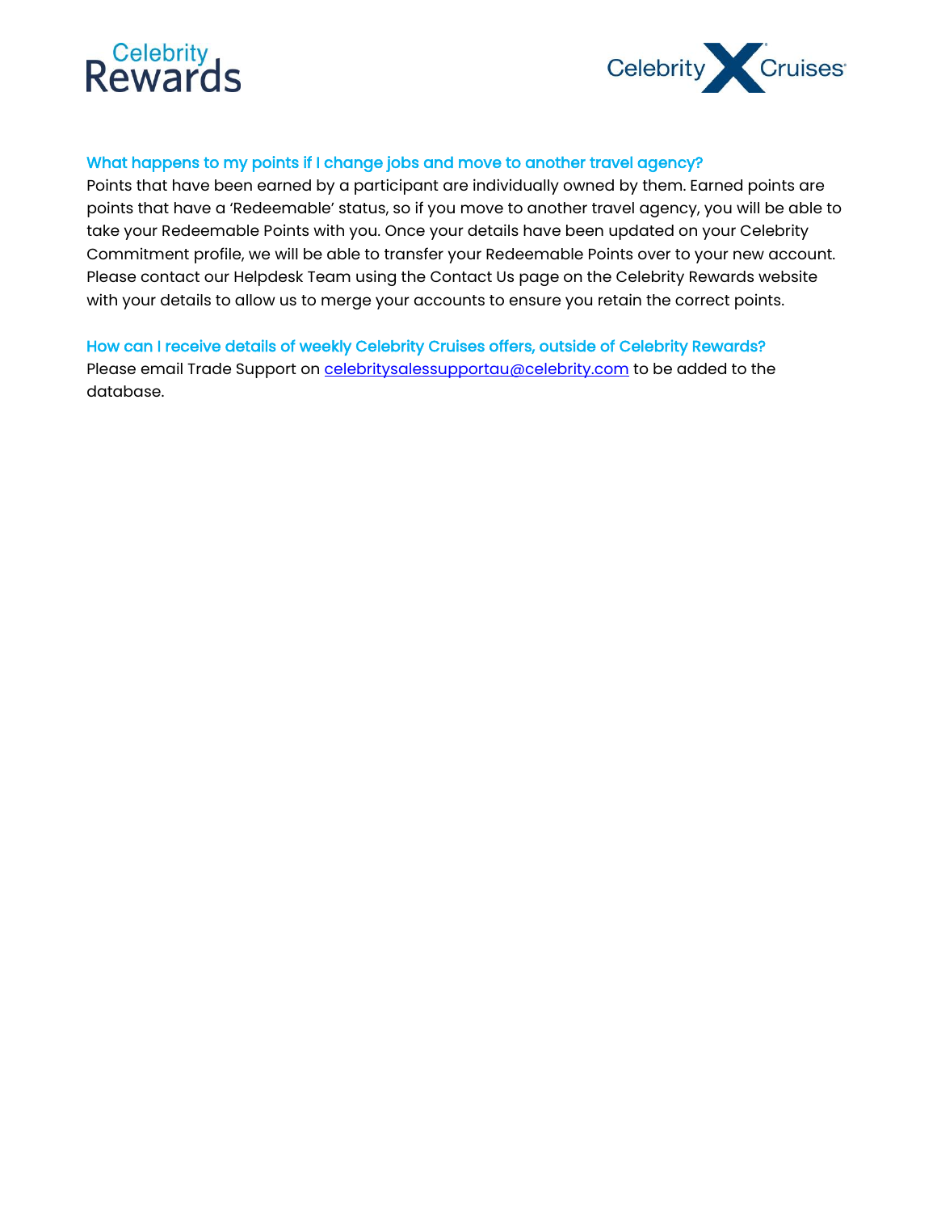### What happens to my points if I change jobs and move to another travel agency?

Points that have been earned by a participant are individually owned by them. Earned points are points that have a 'Redeemable' status, so if you move to another travel agency, you will be able to take your Redeemable Points with you. Once your details have been updated on your Celebrity Commitment profile, we will be able to transfer your Redeemable Points over to your new account. Please contact our Helpdesk Team using the Contact Us page on the Celebrity Rewards website with your details to allow us to merge your accounts to ensure you retain the correct points.

### How can I receive details of weekly Celebrity Cruises offers, outside of Celebrity Rewards?

Please email Trade Support on [celebritysalessupportau@celebrity.com](mailto:celebritysalessupportau@celebrity.com) to be added to the database.